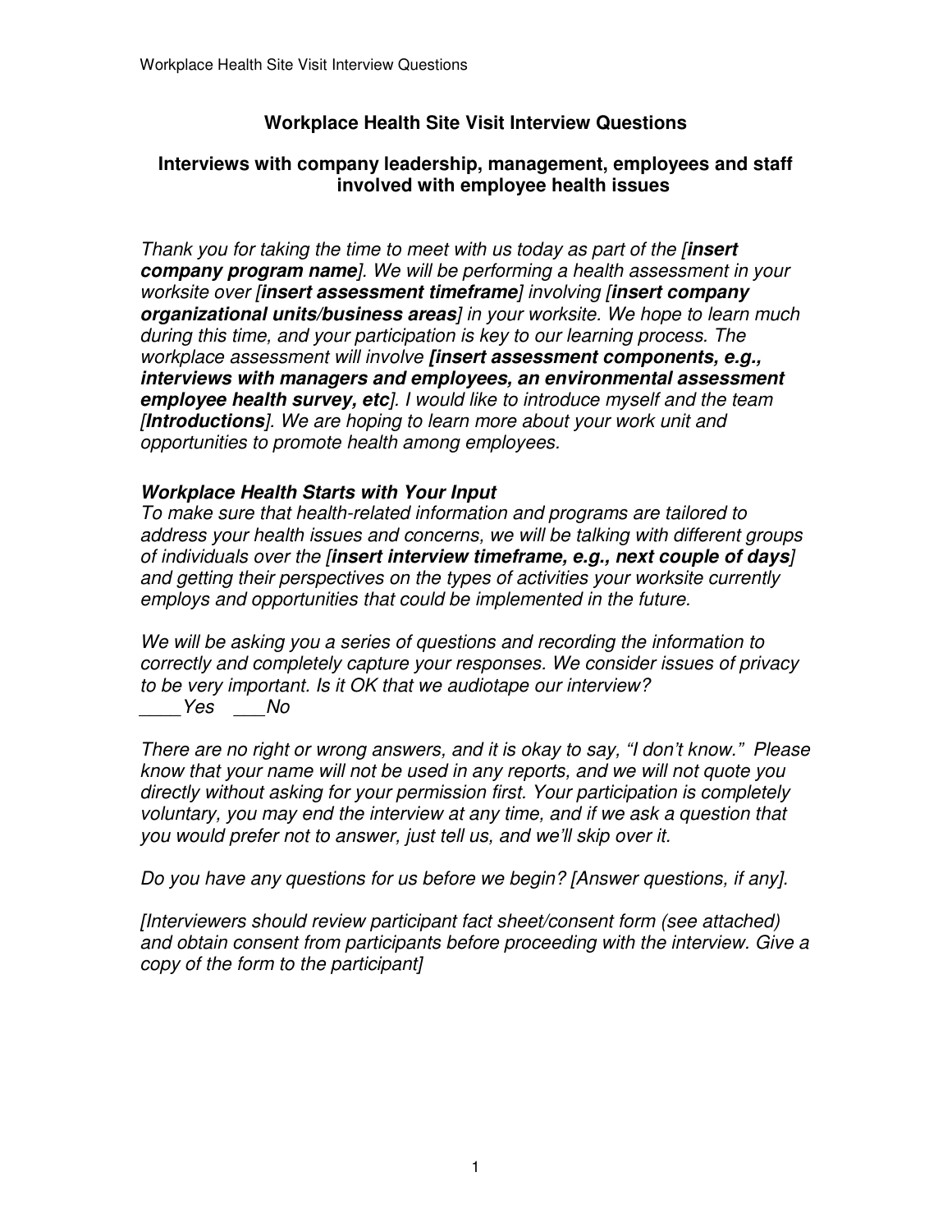# Workplace Health Site Visit Interview Questions

## Interviews with company leadership, management, employees and staff involved with employee health issues

*Thank you for taking the time to meet with us today as part of the [**insert company program name**]. We will be performing a health assessment in your worksite over [**insert assessment timeframe**] involving [**insert company organizational units/business areas**] in your worksite. We hope to learn much during this time, and your participation is key to our learning process. The workplace assessment will involve **[insert assessment components, e.g., interviews with managers and employees, an environmental assessment employee health survey, etc**]. I would like to introduce myself and the team [**Introductions**]. We are hoping to learn more about your work unit and opportunities to promote health among employees.*

***Workplace Health Starts with Your Input***

*To make sure that health-related information and programs are tailored to address your health issues and concerns, we will be talking with different groups of individuals over the [**insert interview timeframe, e.g., next couple of days**] and getting their perspectives on the types of activities your worksite currently employs and opportunities that could be implemented in the future.*

*We will be asking you a series of questions and recording the information to correctly and completely capture your responses. We consider issues of privacy to be very important. Is it OK that we audiotape our interview?*

*____Yes ___No*

*There are no right or wrong answers, and it is okay to say, "I don't know." Please know that your name will not be used in any reports, and we will not quote you directly without asking for your permission first. Your participation is completely voluntary, you may end the interview at any time, and if we ask a question that you would prefer not to answer, just tell us, and we'll skip over it.*

*Do you have any questions for us before we begin? [Answer questions, if any].*

*[Interviewers should review participant fact sheet/consent form (see attached) and obtain consent from participants before proceeding with the interview. Give a copy of the form to the participant]*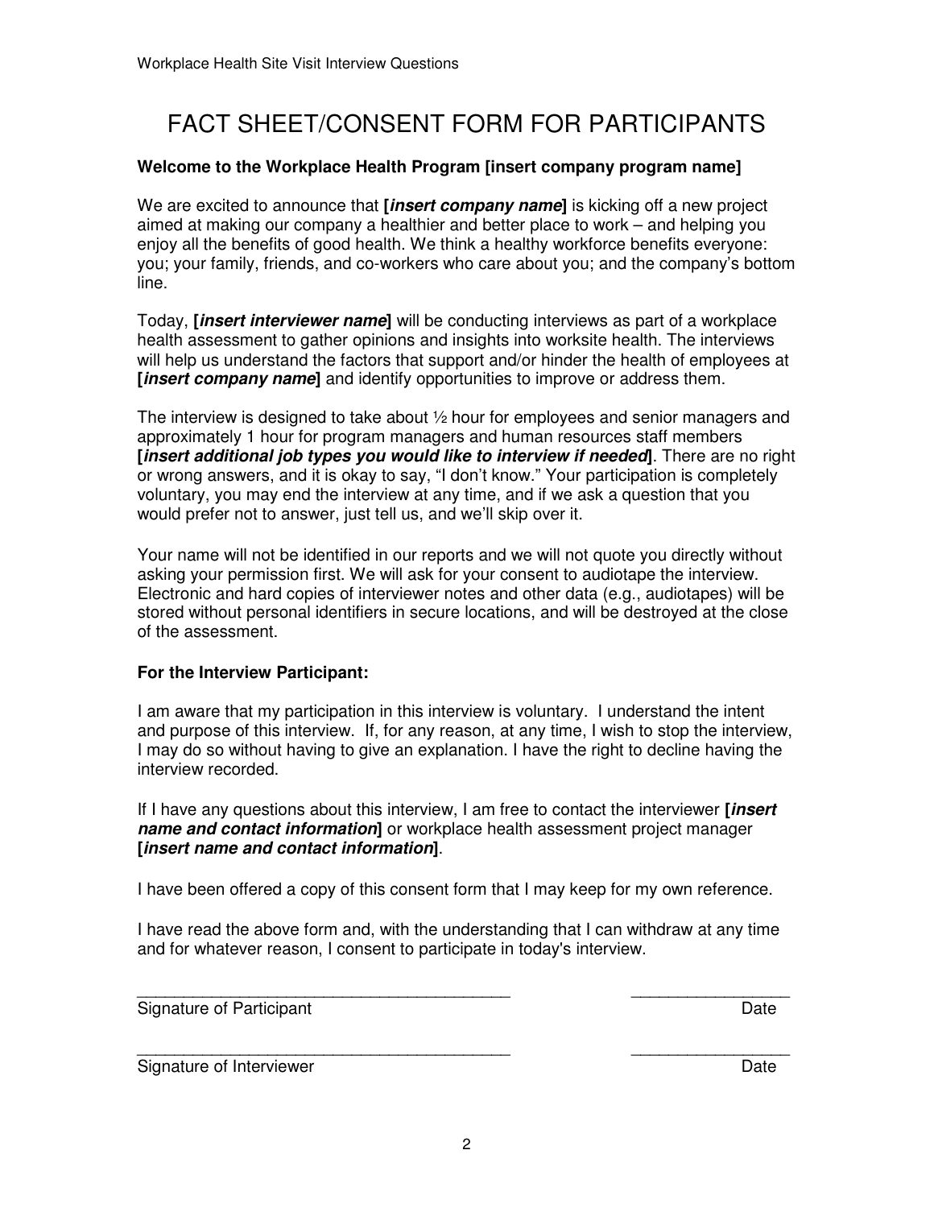# FACT SHEET/CONSENT FORM FOR PARTICIPANTS

**Welcome to the Workplace Health Program [insert company program name]**

We are excited to announce that **[*insert company name*]** is kicking off a new project aimed at making our company a healthier and better place to work – and helping you enjoy all the benefits of good health. We think a healthy workforce benefits everyone: you; your family, friends, and co-workers who care about you; and the company's bottom line.

Today, **[*insert interviewer name*]** will be conducting interviews as part of a workplace health assessment to gather opinions and insights into worksite health. The interviews will help us understand the factors that support and/or hinder the health of employees at **[*insert company name*]** and identify opportunities to improve or address them.

The interview is designed to take about ½ hour for employees and senior managers and approximately 1 hour for program managers and human resources staff members **[*insert additional job types you would like to interview if needed*]**. There are no right or wrong answers, and it is okay to say, "I don't know." Your participation is completely voluntary, you may end the interview at any time, and if we ask a question that you would prefer not to answer, just tell us, and we'll skip over it.

Your name will not be identified in our reports and we will not quote you directly without asking your permission first. We will ask for your consent to audiotape the interview. Electronic and hard copies of interviewer notes and other data (e.g., audiotapes) will be stored without personal identifiers in secure locations, and will be destroyed at the close of the assessment.

**For the Interview Participant:**

I am aware that my participation in this interview is voluntary. I understand the intent and purpose of this interview. If, for any reason, at any time, I wish to stop the interview, I may do so without having to give an explanation. I have the right to decline having the interview recorded.

If I have any questions about this interview, I am free to contact the interviewer **[*insert name and contact information*]** or workplace health assessment project manager **[*insert name and contact information*]**.

I have been offered a copy of this consent form that I may keep for my own reference.

I have read the above form and, with the understanding that I can withdraw at any time and for whatever reason, I consent to participate in today's interview.

\_\_\_\_\_\_\_\_\_\_\_\_\_\_\_\_\_\_\_\_\_\_\_\_\_\_\_\_\_\_\_\_\_\_\_\_\_\_\_\_\_\_ \_\_\_\_\_\_\_\_\_\_\_\_\_\_\_\_\_\_

Signature of Participant Date

\_\_\_\_\_\_\_\_\_\_\_\_\_\_\_\_\_\_\_\_\_\_\_\_\_\_\_\_\_\_\_\_\_\_\_\_\_\_\_\_\_\_ \_\_\_\_\_\_\_\_\_\_\_\_\_\_\_\_\_\_

Signature of Interviewer Date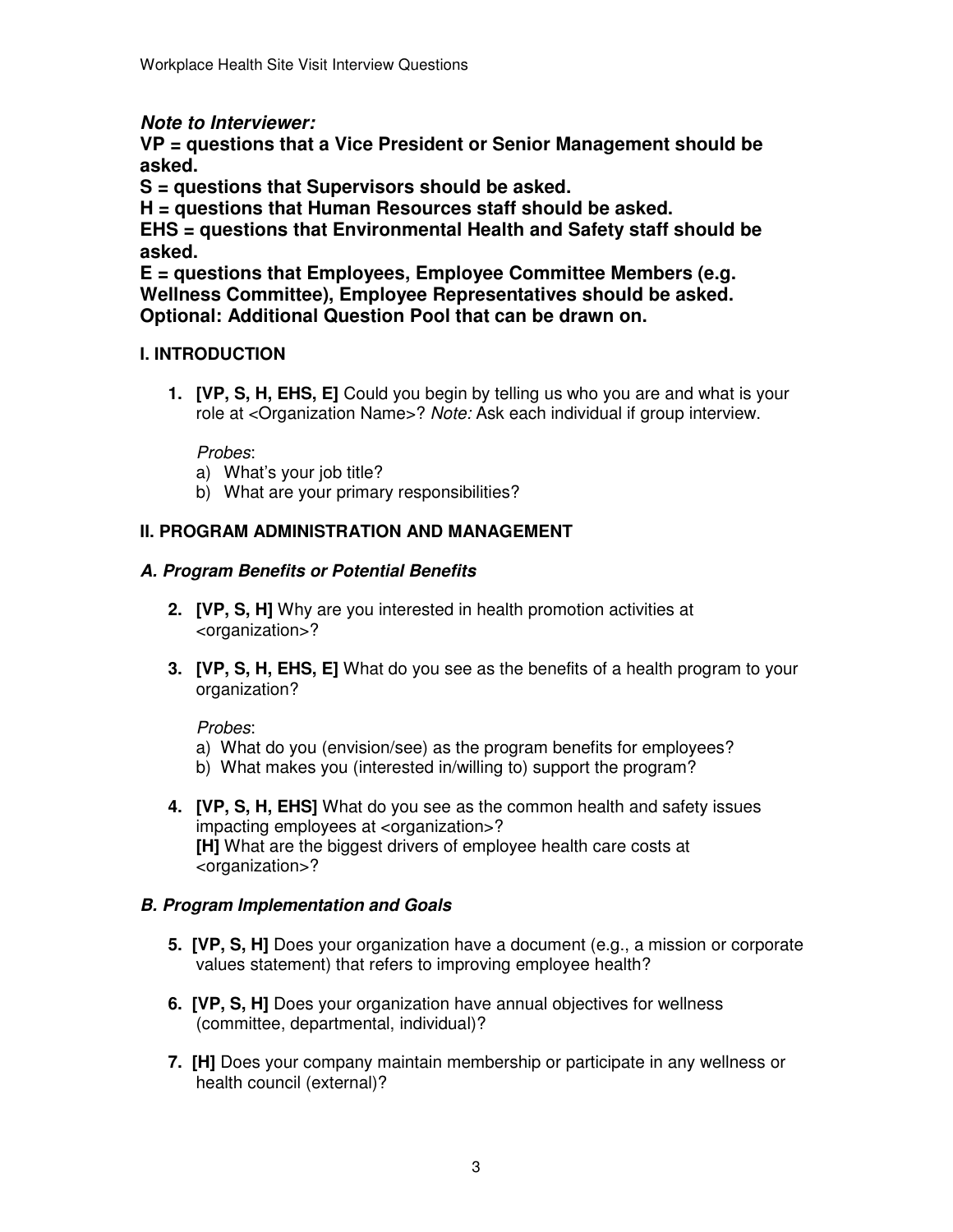***Note to Interviewer:***

**VP = questions that a Vice President or Senior Management should be asked.**

**S = questions that Supervisors should be asked.**

**H = questions that Human Resources staff should be asked.**

**EHS = questions that Environmental Health and Safety staff should be asked.**

**E = questions that Employees, Employee Committee Members (e.g. Wellness Committee), Employee Representatives should be asked.**

**Optional: Additional Question Pool that can be drawn on.**

## I. INTRODUCTION

1. **[VP, S, H, EHS, E]** Could you begin by telling us who you are and what is your role at <Organization Name>? *Note:* Ask each individual if group interview.

   *Probes*:
   a) What's your job title?
   b) What are your primary responsibilities?

## II. PROGRAM ADMINISTRATION AND MANAGEMENT

### *A. Program Benefits or Potential Benefits*

2. **[VP, S, H]** Why are you interested in health promotion activities at <organization>?

3. **[VP, S, H, EHS, E]** What do you see as the benefits of a health program to your organization?

   *Probes*:
   a) What do you (envision/see) as the program benefits for employees?
   b) What makes you (interested in/willing to) support the program?

4. **[VP, S, H, EHS]** What do you see as the common health and safety issues impacting employees at <organization>?
   **[H]** What are the biggest drivers of employee health care costs at <organization>?

### *B. Program Implementation and Goals*

5. **[VP, S, H]** Does your organization have a document (e.g., a mission or corporate values statement) that refers to improving employee health?

6. **[VP, S, H]** Does your organization have annual objectives for wellness (committee, departmental, individual)?

7. **[H]** Does your company maintain membership or participate in any wellness or health council (external)?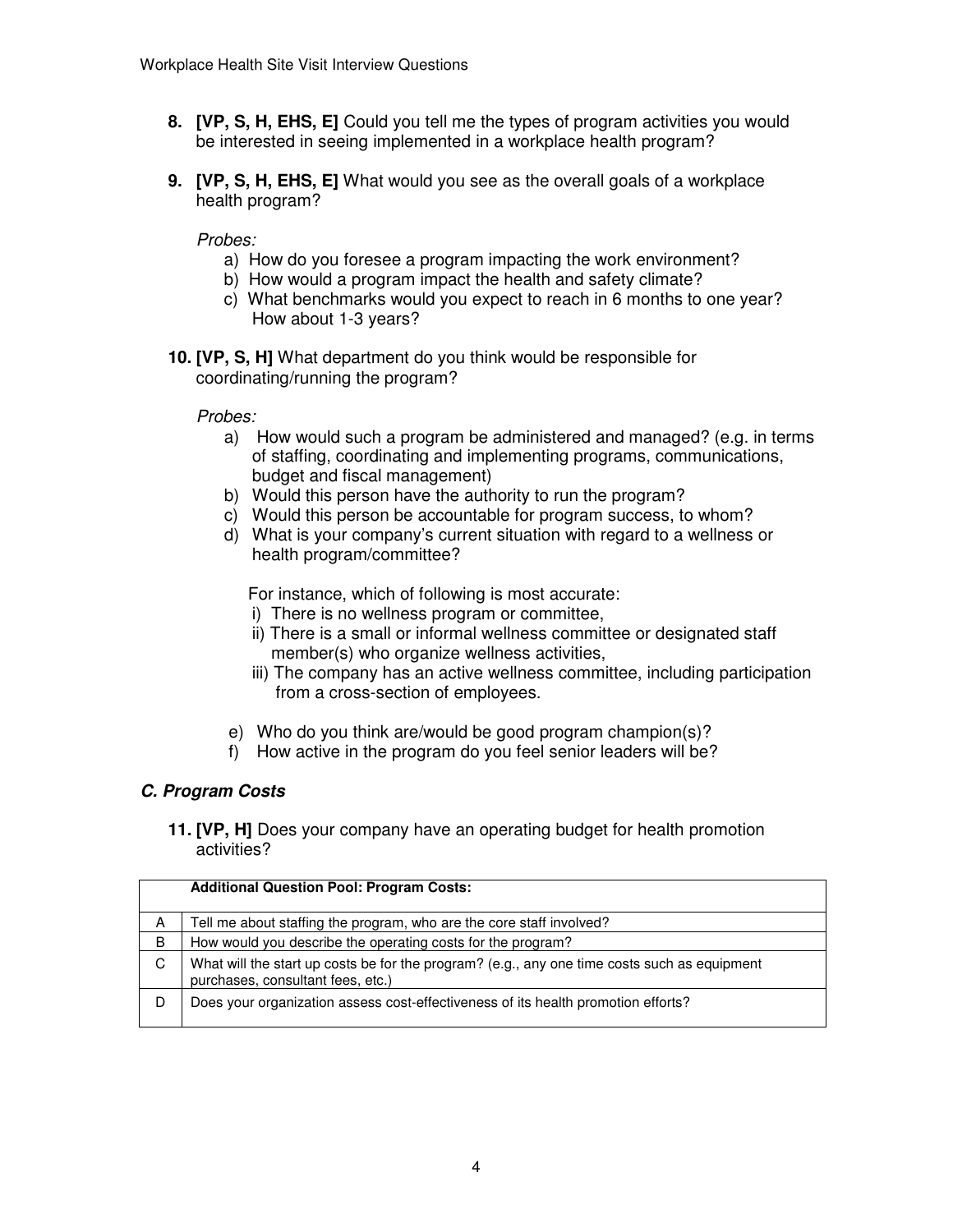8. **[VP, S, H, EHS, E]** Could you tell me the types of program activities you would be interested in seeing implemented in a workplace health program?

9. **[VP, S, H, EHS, E]** What would you see as the overall goals of a workplace health program?

   *Probes:*
   - a) How do you foresee a program impacting the work environment?
   - b) How would a program impact the health and safety climate?
   - c) What benchmarks would you expect to reach in 6 months to one year? How about 1-3 years?

10. **[VP, S, H]** What department do you think would be responsible for coordinating/running the program?

    *Probes:*
    - a) How would such a program be administered and managed? (e.g. in terms of staffing, coordinating and implementing programs, communications, budget and fiscal management)
    - b) Would this person have the authority to run the program?
    - c) Would this person be accountable for program success, to whom?
    - d) What is your company's current situation with regard to a wellness or health program/committee?

      For instance, which of following is most accurate:
      - i) There is no wellness program or committee,
      - ii) There is a small or informal wellness committee or designated staff member(s) who organize wellness activities,
      - iii) The company has an active wellness committee, including participation from a cross-section of employees.
    - e) Who do you think are/would be good program champion(s)?
    - f) How active in the program do you feel senior leaders will be?

### *C. Program Costs*

11. **[VP, H]** Does your company have an operating budget for health promotion activities?

| | **Additional Question Pool: Program Costs:** |
|---|---|
| A | Tell me about staffing the program, who are the core staff involved? |
| B | How would you describe the operating costs for the program? |
| C | What will the start up costs be for the program? (e.g., any one time costs such as equipment purchases, consultant fees, etc.) |
| D | Does your organization assess cost-effectiveness of its health promotion efforts? |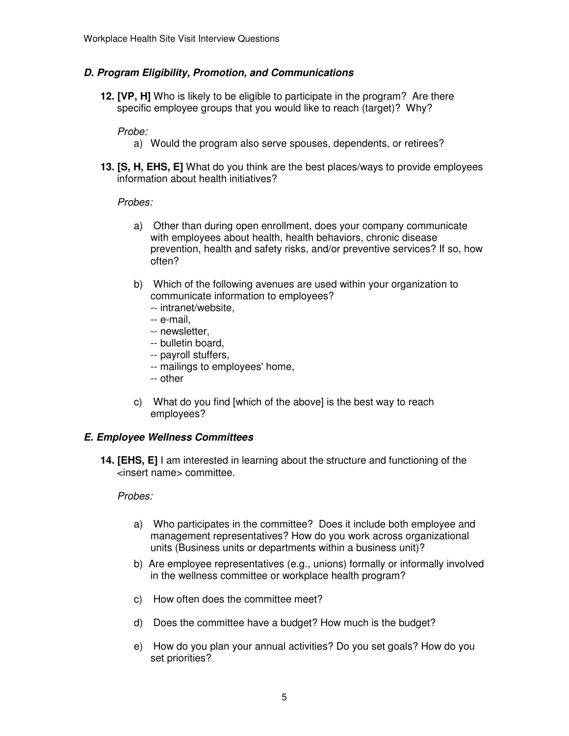### *D. Program Eligibility, Promotion, and Communications*

**12. [VP, H]** Who is likely to be eligible to participate in the program? Are there specific employee groups that you would like to reach (target)? Why?

*Probe:*

a) Would the program also serve spouses, dependents, or retirees?

**13. [S, H, EHS, E]** What do you think are the best places/ways to provide employees information about health initiatives?

*Probes:*

a) Other than during open enrollment, does your company communicate with employees about health, health behaviors, chronic disease prevention, health and safety risks, and/or preventive services? If so, how often?

b) Which of the following avenues are used within your organization to communicate information to employees?
-- intranet/website,
-- e-mail,
-- newsletter,
-- bulletin board,
-- payroll stuffers,
-- mailings to employees' home,
-- other

c) What do you find [which of the above] is the best way to reach employees?

### *E. Employee Wellness Committees*

**14. [EHS, E]** I am interested in learning about the structure and functioning of the <insert name> committee.

*Probes:*

a) Who participates in the committee? Does it include both employee and management representatives? How do you work across organizational units (Business units or departments within a business unit)?

b) Are employee representatives (e.g., unions) formally or informally involved in the wellness committee or workplace health program?

c) How often does the committee meet?

d) Does the committee have a budget? How much is the budget?

e) How do you plan your annual activities? Do you set goals? How do you set priorities?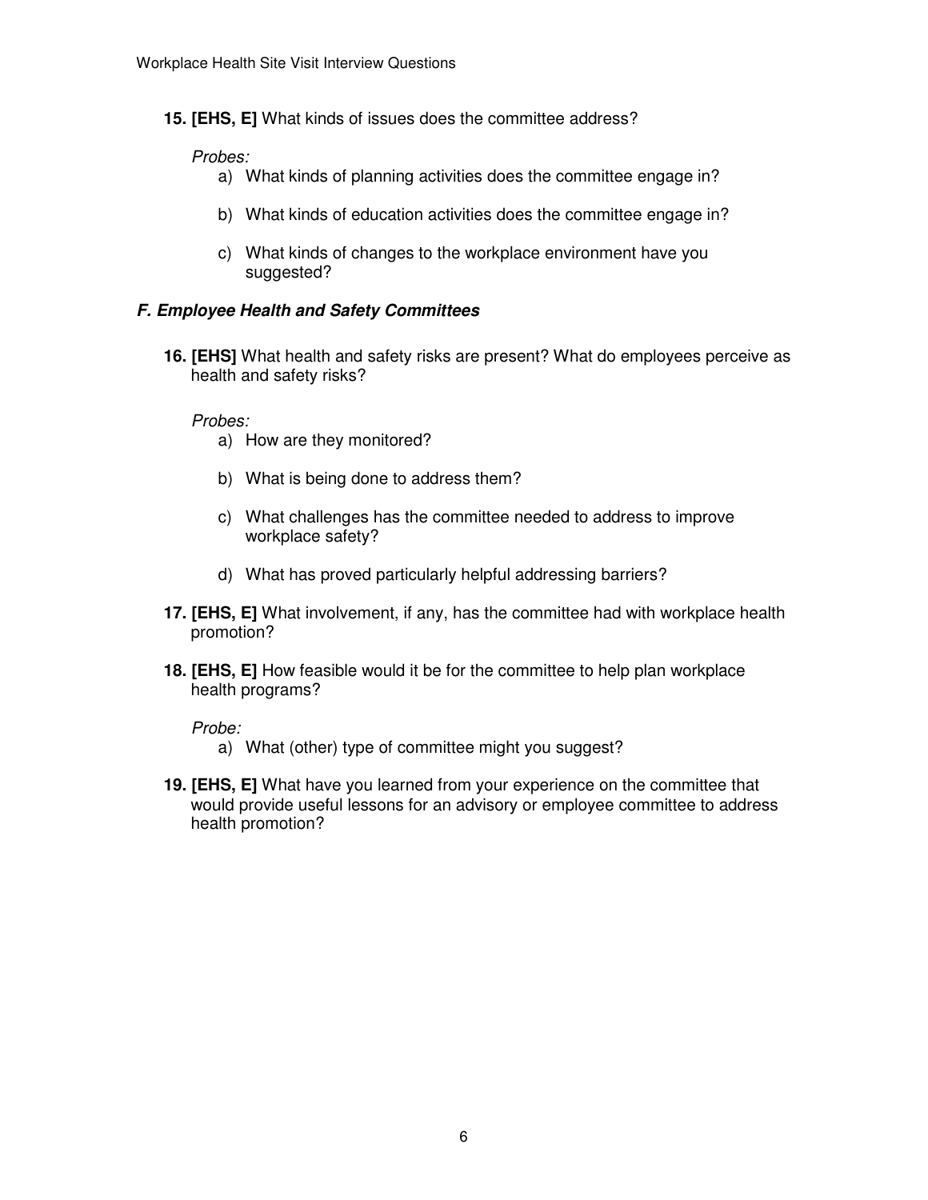**15. [EHS, E]** What kinds of issues does the committee address?

*Probes:*

a) What kinds of planning activities does the committee engage in?

b) What kinds of education activities does the committee engage in?

c) What kinds of changes to the workplace environment have you suggested?

### *F. Employee Health and Safety Committees*

**16. [EHS]** What health and safety risks are present? What do employees perceive as health and safety risks?

*Probes:*

a) How are they monitored?

b) What is being done to address them?

c) What challenges has the committee needed to address to improve workplace safety?

d) What has proved particularly helpful addressing barriers?

**17. [EHS, E]** What involvement, if any, has the committee had with workplace health promotion?

**18. [EHS, E]** How feasible would it be for the committee to help plan workplace health programs?

*Probe:*

a) What (other) type of committee might you suggest?

**19. [EHS, E]** What have you learned from your experience on the committee that would provide useful lessons for an advisory or employee committee to address health promotion?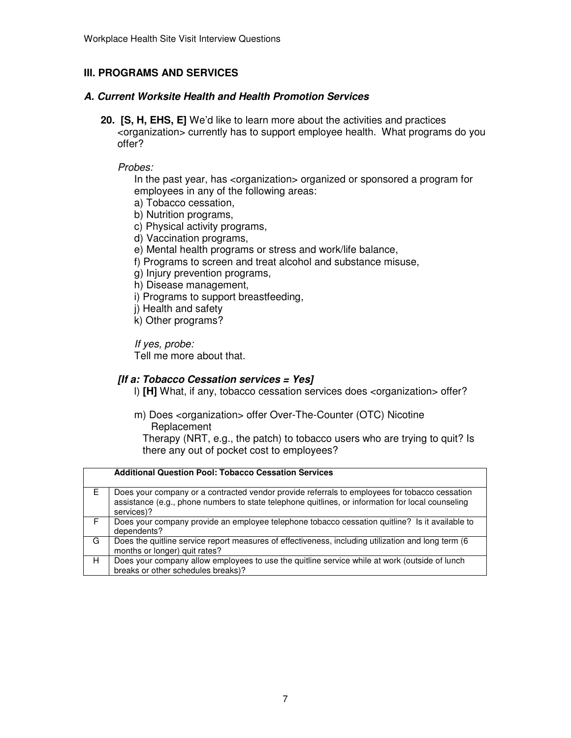## III. PROGRAMS AND SERVICES

### *A. Current Worksite Health and Health Promotion Services*

**20. [S, H, EHS, E]** We'd like to learn more about the activities and practices <organization> currently has to support employee health. What programs do you offer?

*Probes:*

In the past year, has <organization> organized or sponsored a program for employees in any of the following areas:

a) Tobacco cessation,
b) Nutrition programs,
c) Physical activity programs,
d) Vaccination programs,
e) Mental health programs or stress and work/life balance,
f) Programs to screen and treat alcohol and substance misuse,
g) Injury prevention programs,
h) Disease management,
i) Programs to support breastfeeding,
j) Health and safety
k) Other programs?

*If yes, probe:*
Tell me more about that.

***[If a: Tobacco Cessation services = Yes]***

l) **[H]** What, if any, tobacco cessation services does <organization> offer?

m) Does <organization> offer Over-The-Counter (OTC) Nicotine Replacement Therapy (NRT, e.g., the patch) to tobacco users who are trying to quit? Is there any out of pocket cost to employees?

| | **Additional Question Pool: Tobacco Cessation Services** |
|---|---|
| E | Does your company or a contracted vendor provide referrals to employees for tobacco cessation assistance (e.g., phone numbers to state telephone quitlines, or information for local counseling services)? |
| F | Does your company provide an employee telephone tobacco cessation quitline? Is it available to dependents? |
| G | Does the quitline service report measures of effectiveness, including utilization and long term (6 months or longer) quit rates? |
| H | Does your company allow employees to use the quitline service while at work (outside of lunch breaks or other schedules breaks)? |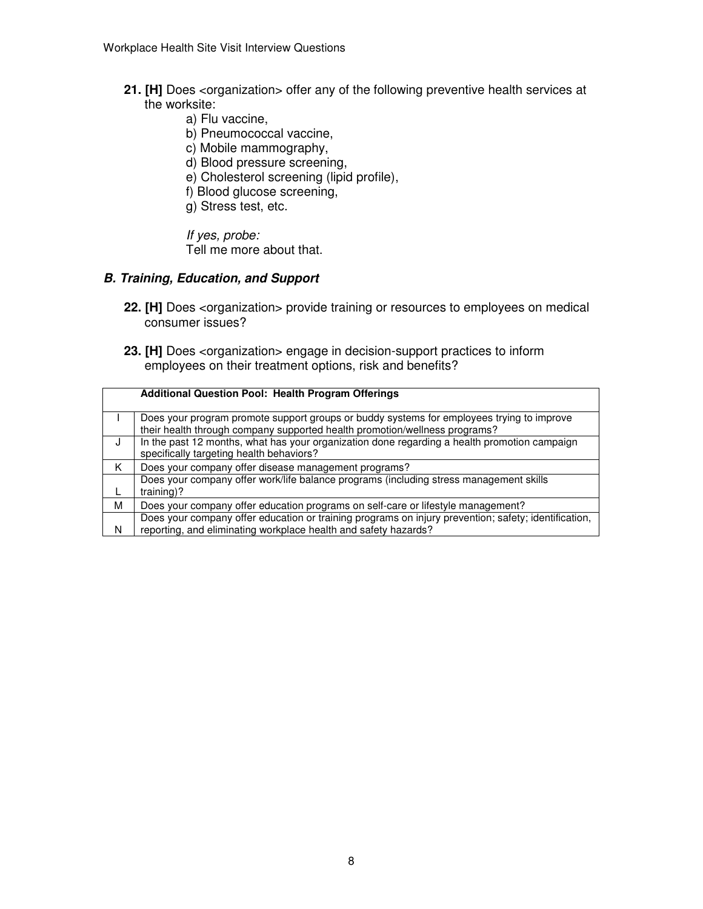21. **[H]** Does <organization> offer any of the following preventive health services at the worksite:
    - a) Flu vaccine,
    - b) Pneumococcal vaccine,
    - c) Mobile mammography,
    - d) Blood pressure screening,
    - e) Cholesterol screening (lipid profile),
    - f) Blood glucose screening,
    - g) Stress test, etc.

    *If yes, probe:*
    Tell me more about that.

### *B. Training, Education, and Support*

22. **[H]** Does <organization> provide training or resources to employees on medical consumer issues?

23. **[H]** Does <organization> engage in decision-support practices to inform employees on their treatment options, risk and benefits?

| | **Additional Question Pool: Health Program Offerings** |
|---|---|
| I | Does your program promote support groups or buddy systems for employees trying to improve their health through company supported health promotion/wellness programs? |
| J | In the past 12 months, what has your organization done regarding a health promotion campaign specifically targeting health behaviors? |
| K | Does your company offer disease management programs? |
| L | Does your company offer work/life balance programs (including stress management skills training)? |
| M | Does your company offer education programs on self-care or lifestyle management? |
| N | Does your company offer education or training programs on injury prevention; safety; identification, reporting, and eliminating workplace health and safety hazards? |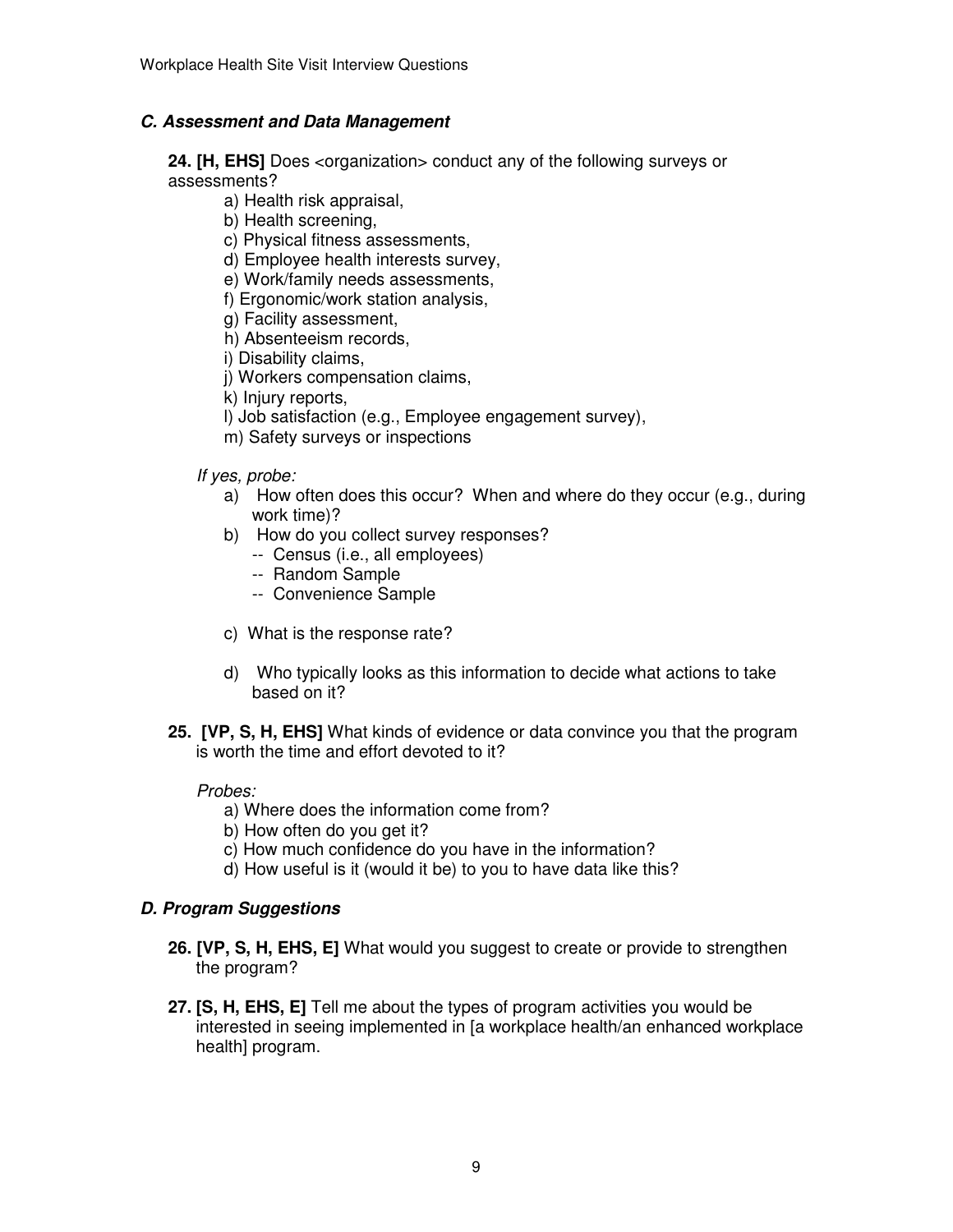### *C. Assessment and Data Management*

**24. [H, EHS]** Does <organization> conduct any of the following surveys or assessments?

a) Health risk appraisal,
b) Health screening,
c) Physical fitness assessments,
d) Employee health interests survey,
e) Work/family needs assessments,
f) Ergonomic/work station analysis,
g) Facility assessment,
h) Absenteeism records,
i) Disability claims,
j) Workers compensation claims,
k) Injury reports,
l) Job satisfaction (e.g., Employee engagement survey),
m) Safety surveys or inspections

*If yes, probe:*

a) How often does this occur? When and where do they occur (e.g., during work time)?
b) How do you collect survey responses?
   -- Census (i.e., all employees)
   -- Random Sample
   -- Convenience Sample
c) What is the response rate?
d) Who typically looks as this information to decide what actions to take based on it?

**25. [VP, S, H, EHS]** What kinds of evidence or data convince you that the program is worth the time and effort devoted to it?

*Probes:*

a) Where does the information come from?
b) How often do you get it?
c) How much confidence do you have in the information?
d) How useful is it (would it be) to you to have data like this?

### *D. Program Suggestions*

**26. [VP, S, H, EHS, E]** What would you suggest to create or provide to strengthen the program?

**27. [S, H, EHS, E]** Tell me about the types of program activities you would be interested in seeing implemented in [a workplace health/an enhanced workplace health] program.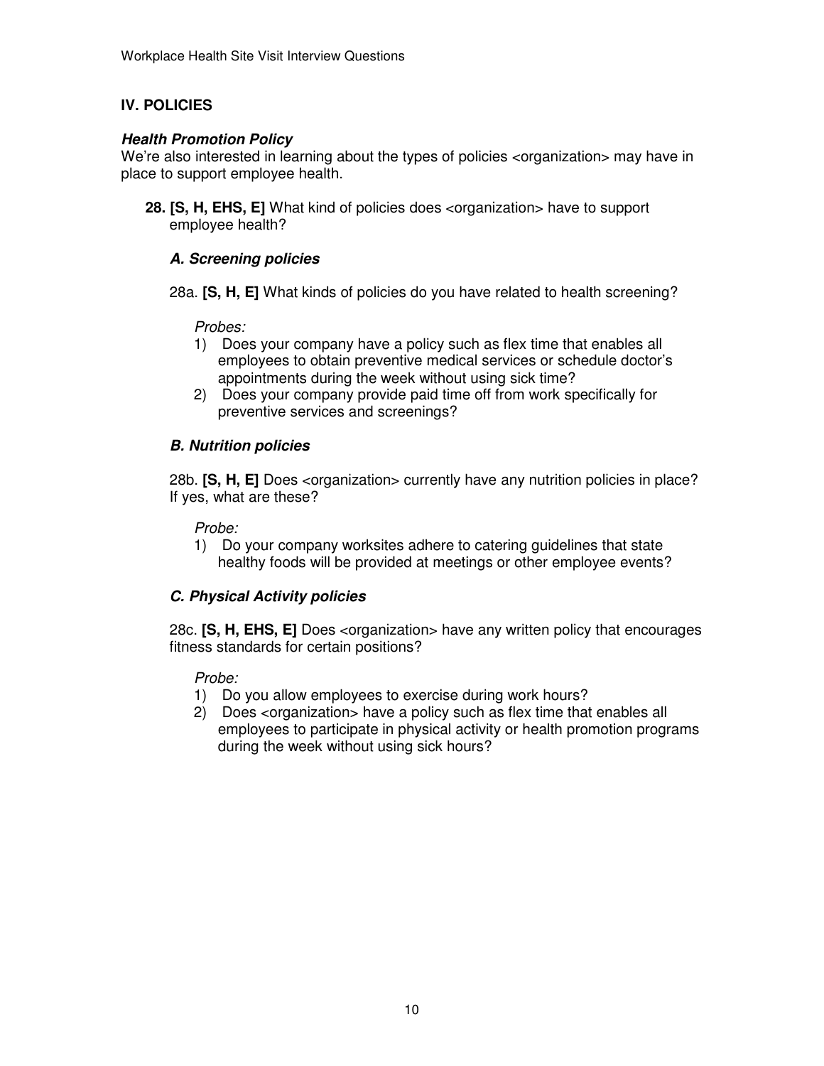## IV. POLICIES

### *Health Promotion Policy*

We're also interested in learning about the types of policies <organization> may have in place to support employee health.

**28. [S, H, EHS, E]** What kind of policies does <organization> have to support employee health?

#### *A. Screening policies*

28a. **[S, H, E]** What kinds of policies do you have related to health screening?

*Probes:*

1) Does your company have a policy such as flex time that enables all employees to obtain preventive medical services or schedule doctor's appointments during the week without using sick time?
2) Does your company provide paid time off from work specifically for preventive services and screenings?

#### *B. Nutrition policies*

28b. **[S, H, E]** Does <organization> currently have any nutrition policies in place? If yes, what are these?

*Probe:*

1) Do your company worksites adhere to catering guidelines that state healthy foods will be provided at meetings or other employee events?

#### *C. Physical Activity policies*

28c. **[S, H, EHS, E]** Does <organization> have any written policy that encourages fitness standards for certain positions?

*Probe:*

1) Do you allow employees to exercise during work hours?
2) Does <organization> have a policy such as flex time that enables all employees to participate in physical activity or health promotion programs during the week without using sick hours?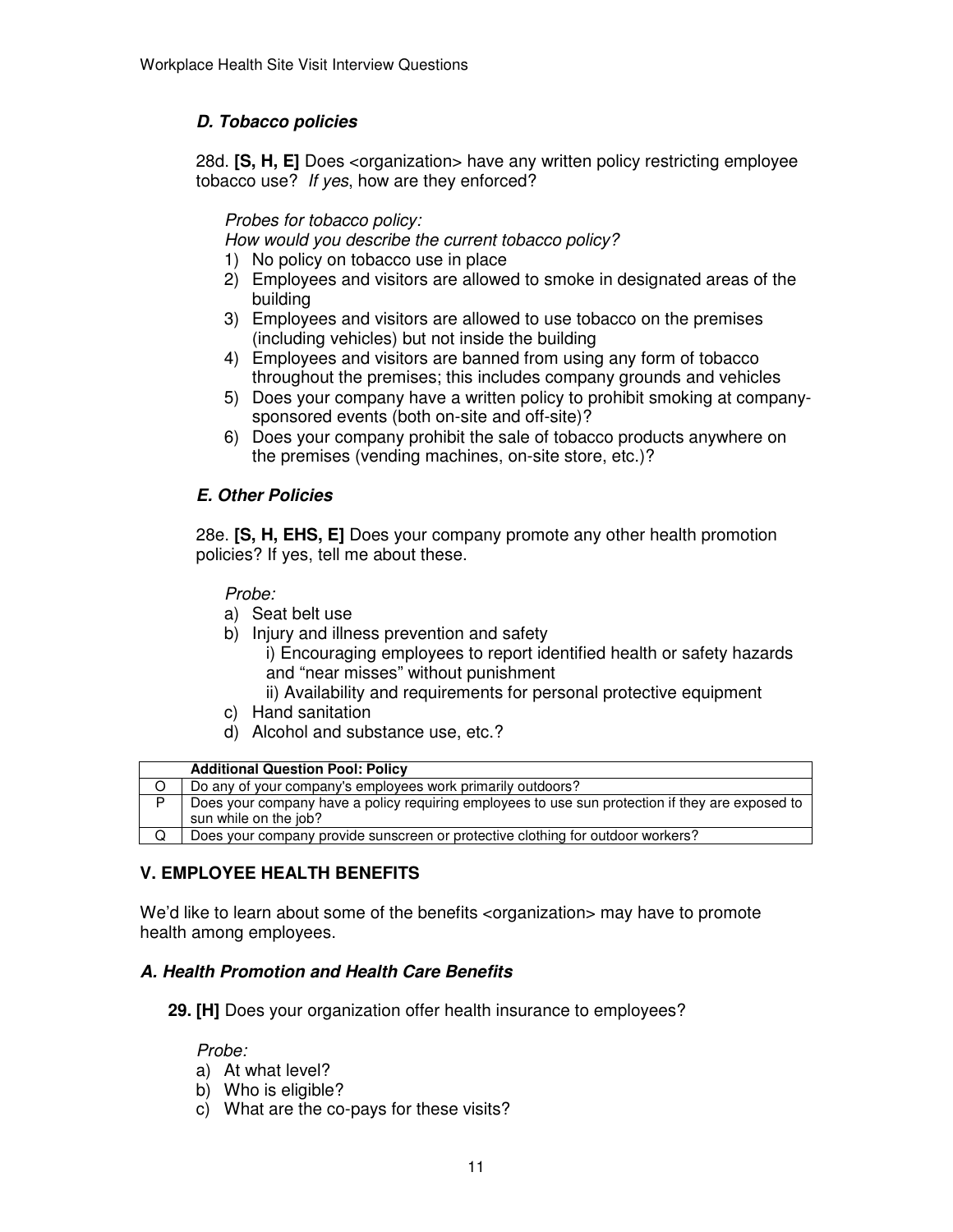### D. Tobacco policies

28d. **[S, H, E]** Does <organization> have any written policy restricting employee tobacco use? *If yes*, how are they enforced?

*Probes for tobacco policy:*
*How would you describe the current tobacco policy?*

1) No policy on tobacco use in place
2) Employees and visitors are allowed to smoke in designated areas of the building
3) Employees and visitors are allowed to use tobacco on the premises (including vehicles) but not inside the building
4) Employees and visitors are banned from using any form of tobacco throughout the premises; this includes company grounds and vehicles
5) Does your company have a written policy to prohibit smoking at company-sponsored events (both on-site and off-site)?
6) Does your company prohibit the sale of tobacco products anywhere on the premises (vending machines, on-site store, etc.)?

### E. Other Policies

28e. **[S, H, EHS, E]** Does your company promote any other health promotion policies? If yes, tell me about these.

*Probe:*

a) Seat belt use
b) Injury and illness prevention and safety
   i) Encouraging employees to report identified health or safety hazards and "near misses" without punishment
   ii) Availability and requirements for personal protective equipment
c) Hand sanitation
d) Alcohol and substance use, etc.?

| | **Additional Question Pool: Policy** |
|---|---|
| O | Do any of your company's employees work primarily outdoors? |
| P | Does your company have a policy requiring employees to use sun protection if they are exposed to sun while on the job? |
| Q | Does your company provide sunscreen or protective clothing for outdoor workers? |

## V. EMPLOYEE HEALTH BENEFITS

We'd like to learn about some of the benefits <organization> may have to promote health among employees.

### A. Health Promotion and Health Care Benefits

**29. [H]** Does your organization offer health insurance to employees?

*Probe:*

a) At what level?
b) Who is eligible?
c) What are the co-pays for these visits?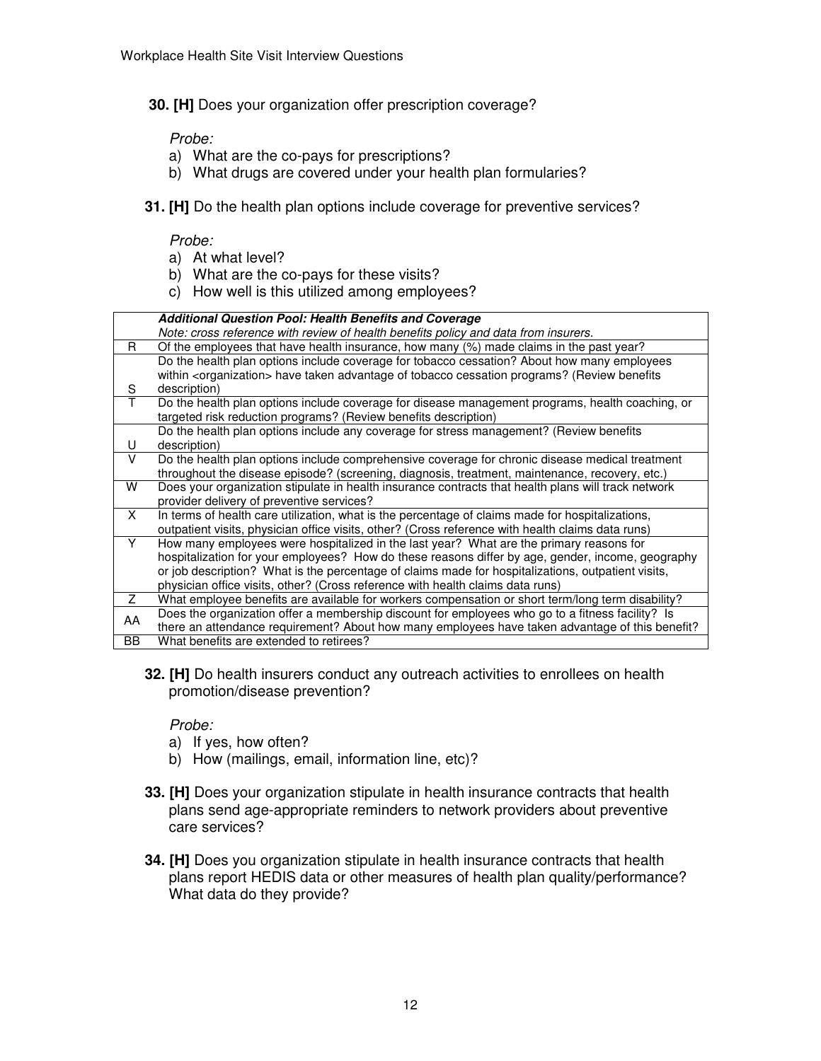**30. [H]** Does your organization offer prescription coverage?

*Probe:*

a) What are the co-pays for prescriptions?
b) What drugs are covered under your health plan formularies?

**31. [H]** Do the health plan options include coverage for preventive services?

*Probe:*

a) At what level?
b) What are the co-pays for these visits?
c) How well is this utilized among employees?

| | ***Additional Question Pool: Health Benefits and Coverage*** *Note: cross reference with review of health benefits policy and data from insurers.* |
|---|---|
| R | Of the employees that have health insurance, how many (%) made claims in the past year? |
| S | Do the health plan options include coverage for tobacco cessation? About how many employees within <organization> have taken advantage of tobacco cessation programs? (Review benefits description) |
| T | Do the health plan options include coverage for disease management programs, health coaching, or targeted risk reduction programs? (Review benefits description) |
| U | Do the health plan options include any coverage for stress management? (Review benefits description) |
| V | Do the health plan options include comprehensive coverage for chronic disease medical treatment throughout the disease episode? (screening, diagnosis, treatment, maintenance, recovery, etc.) |
| W | Does your organization stipulate in health insurance contracts that health plans will track network provider delivery of preventive services? |
| X | In terms of health care utilization, what is the percentage of claims made for hospitalizations, outpatient visits, physician office visits, other? (Cross reference with health claims data runs) |
| Y | How many employees were hospitalized in the last year? What are the primary reasons for hospitalization for your employees? How do these reasons differ by age, gender, income, geography or job description? What is the percentage of claims made for hospitalizations, outpatient visits, physician office visits, other? (Cross reference with health claims data runs) |
| Z | What employee benefits are available for workers compensation or short term/long term disability? |
| AA | Does the organization offer a membership discount for employees who go to a fitness facility? Is there an attendance requirement? About how many employees have taken advantage of this benefit? |
| BB | What benefits are extended to retirees? |

**32. [H]** Do health insurers conduct any outreach activities to enrollees on health promotion/disease prevention?

*Probe:*

a) If yes, how often?
b) How (mailings, email, information line, etc)?

**33. [H]** Does your organization stipulate in health insurance contracts that health plans send age-appropriate reminders to network providers about preventive care services?

**34. [H]** Does you organization stipulate in health insurance contracts that health plans report HEDIS data or other measures of health plan quality/performance? What data do they provide?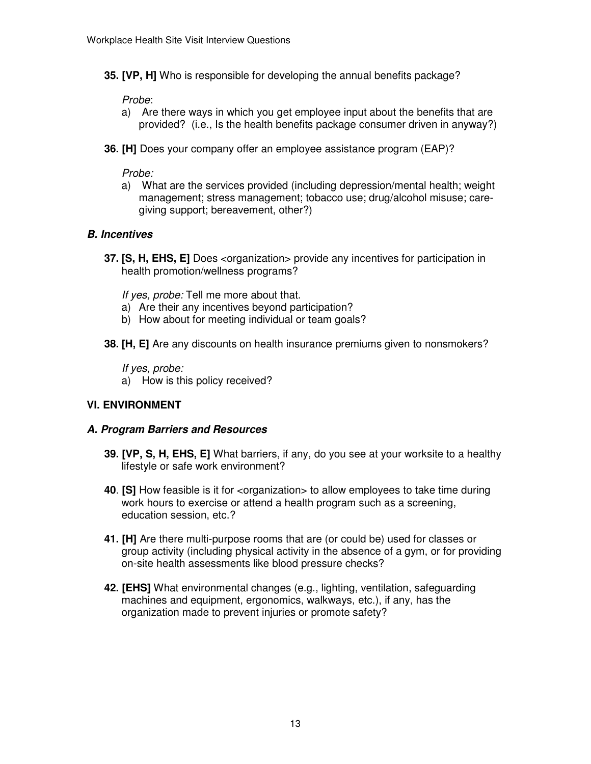**35. [VP, H]** Who is responsible for developing the annual benefits package?

*Probe*:

a) Are there ways in which you get employee input about the benefits that are provided? (i.e., Is the health benefits package consumer driven in anyway?)

**36. [H]** Does your company offer an employee assistance program (EAP)?

*Probe:*

a) What are the services provided (including depression/mental health; weight management; stress management; tobacco use; drug/alcohol misuse; care-giving support; bereavement, other?)

### *B. Incentives*

**37. [S, H, EHS, E]** Does <organization> provide any incentives for participation in health promotion/wellness programs?

*If yes, probe:* Tell me more about that.

a) Are their any incentives beyond participation?
b) How about for meeting individual or team goals?

**38. [H, E]** Are any discounts on health insurance premiums given to nonsmokers?

*If yes, probe:*

a) How is this policy received?

## VI. ENVIRONMENT

### *A. Program Barriers and Resources*

**39. [VP, S, H, EHS, E]** What barriers, if any, do you see at your worksite to a healthy lifestyle or safe work environment?

**40**. **[S]** How feasible is it for <organization> to allow employees to take time during work hours to exercise or attend a health program such as a screening, education session, etc.?

**41. [H]** Are there multi-purpose rooms that are (or could be) used for classes or group activity (including physical activity in the absence of a gym, or for providing on-site health assessments like blood pressure checks?

**42. [EHS]** What environmental changes (e.g., lighting, ventilation, safeguarding machines and equipment, ergonomics, walkways, etc.), if any, has the organization made to prevent injuries or promote safety?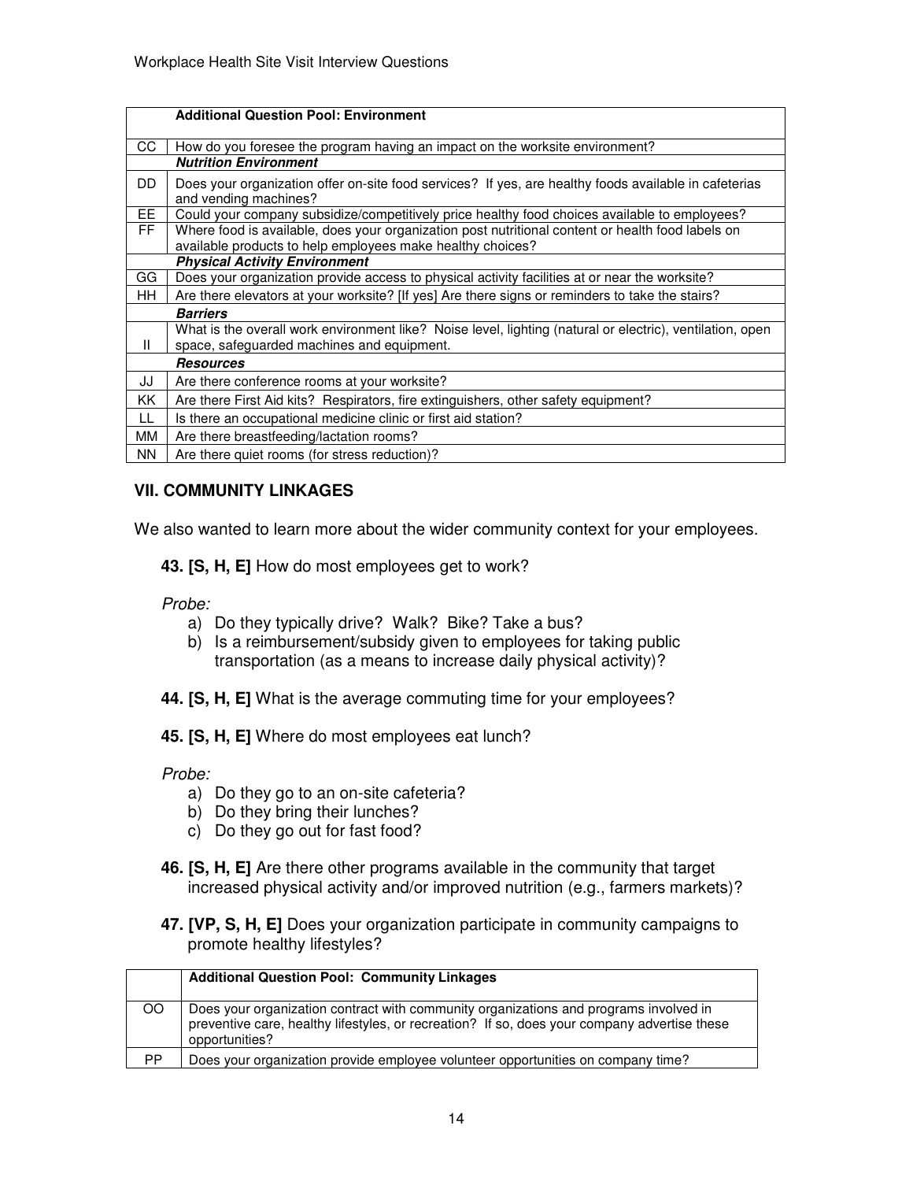| | **Additional Question Pool: Environment** |
|---|---|
| CC | How do you foresee the program having an impact on the worksite environment? |
| | ***Nutrition Environment*** |
| DD | Does your organization offer on-site food services? If yes, are healthy foods available in cafeterias and vending machines? |
| EE | Could your company subsidize/competitively price healthy food choices available to employees? |
| FF | Where food is available, does your organization post nutritional content or health food labels on available products to help employees make healthy choices? |
| | ***Physical Activity Environment*** |
| GG | Does your organization provide access to physical activity facilities at or near the worksite? |
| HH | Are there elevators at your worksite? [If yes] Are there signs or reminders to take the stairs? |
| | ***Barriers*** |
| II | What is the overall work environment like? Noise level, lighting (natural or electric), ventilation, open space, safeguarded machines and equipment. |
| | ***Resources*** |
| JJ | Are there conference rooms at your worksite? |
| KK | Are there First Aid kits? Respirators, fire extinguishers, other safety equipment? |
| LL | Is there an occupational medicine clinic or first aid station? |
| MM | Are there breastfeeding/lactation rooms? |
| NN | Are there quiet rooms (for stress reduction)? |

## VII. COMMUNITY LINKAGES

We also wanted to learn more about the wider community context for your employees.

**43. [S, H, E]** How do most employees get to work?

*Probe:*

a) Do they typically drive? Walk? Bike? Take a bus?
b) Is a reimbursement/subsidy given to employees for taking public transportation (as a means to increase daily physical activity)?

**44. [S, H, E]** What is the average commuting time for your employees?

**45. [S, H, E]** Where do most employees eat lunch?

*Probe:*

a) Do they go to an on-site cafeteria?
b) Do they bring their lunches?
c) Do they go out for fast food?

**46. [S, H, E]** Are there other programs available in the community that target increased physical activity and/or improved nutrition (e.g., farmers markets)?

**47. [VP, S, H, E]** Does your organization participate in community campaigns to promote healthy lifestyles?

| | **Additional Question Pool: Community Linkages** |
|---|---|
| OO | Does your organization contract with community organizations and programs involved in preventive care, healthy lifestyles, or recreation? If so, does your company advertise these opportunities? |
| PP | Does your organization provide employee volunteer opportunities on company time? |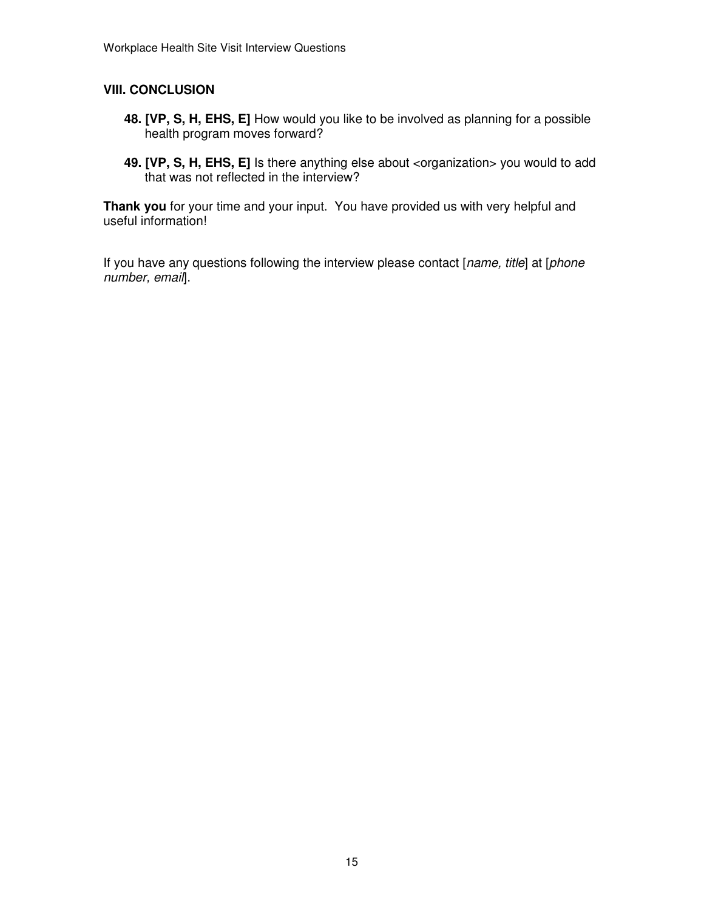## VIII. CONCLUSION

48. **[VP, S, H, EHS, E]** How would you like to be involved as planning for a possible health program moves forward?

49. **[VP, S, H, EHS, E]** Is there anything else about <organization> you would to add that was not reflected in the interview?

**Thank you** for your time and your input. You have provided us with very helpful and useful information!

If you have any questions following the interview please contact [*name, title*] at [*phone number, email*].